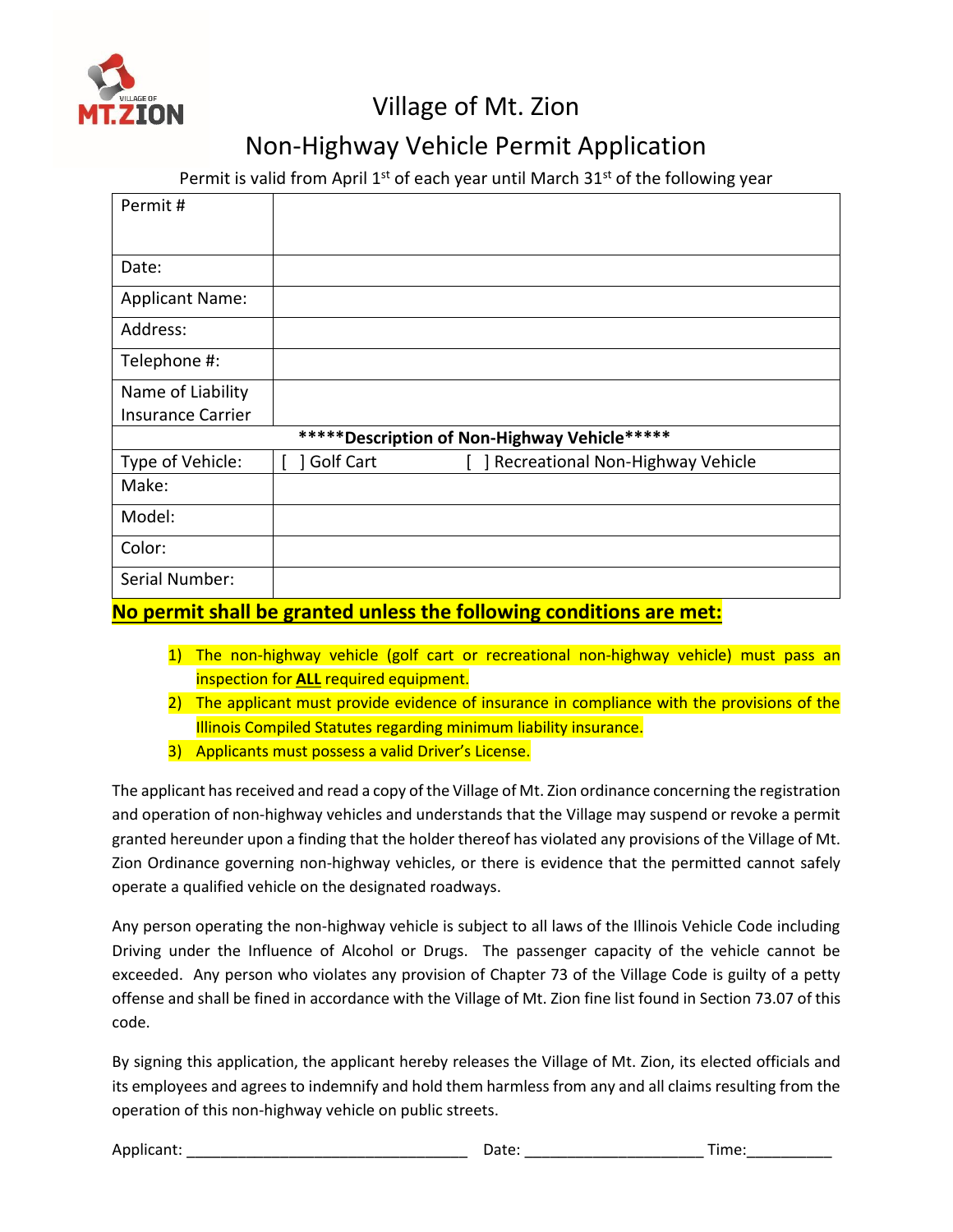# Village of Mt. Zion

## Non-Highway Vehicle Permit Application

Permit is valid from April 1st of each year until March 31st of the following year

| Permit # | |
|---|---|
| Date: | |
| Applicant Name: | |
| Address: | |
| Telephone #: | |
| Name of Liability Insurance Carrier | |
| *****Description of Non-Highway Vehicle***** | |
| Type of Vehicle: | [ ] Golf Cart [ ] Recreational Non-Highway Vehicle |
| Make: | |
| Model: | |
| Color: | |
| Serial Number: | |

**No permit shall be granted unless the following conditions are met:**

1) The non-highway vehicle (golf cart or recreational non-highway vehicle) must pass an inspection for **ALL** required equipment.
2) The applicant must provide evidence of insurance in compliance with the provisions of the Illinois Compiled Statutes regarding minimum liability insurance.
3) Applicants must possess a valid Driver's License.

The applicant has received and read a copy of the Village of Mt. Zion ordinance concerning the registration and operation of non-highway vehicles and understands that the Village may suspend or revoke a permit granted hereunder upon a finding that the holder thereof has violated any provisions of the Village of Mt. Zion Ordinance governing non-highway vehicles, or there is evidence that the permitted cannot safely operate a qualified vehicle on the designated roadways.

Any person operating the non-highway vehicle is subject to all laws of the Illinois Vehicle Code including Driving under the Influence of Alcohol or Drugs. The passenger capacity of the vehicle cannot be exceeded. Any person who violates any provision of Chapter 73 of the Village Code is guilty of a petty offense and shall be fined in accordance with the Village of Mt. Zion fine list found in Section 73.07 of this code.

By signing this application, the applicant hereby releases the Village of Mt. Zion, its elected officials and its employees and agrees to indemnify and hold them harmless from any and all claims resulting from the operation of this non-highway vehicle on public streets.

Applicant: _________________________________ Date: _____________________ Time:__________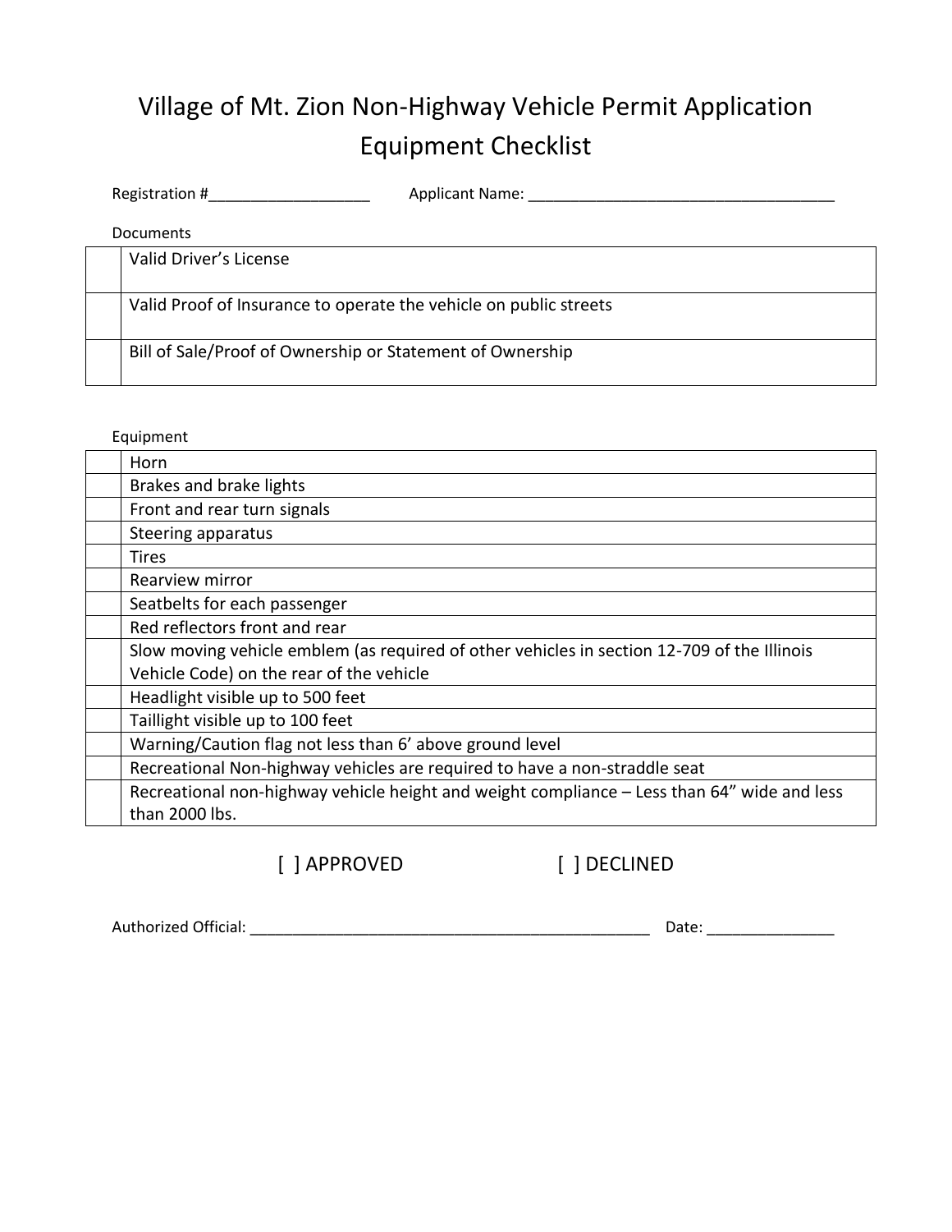# Village of Mt. Zion Non-Highway Vehicle Permit Application Equipment Checklist

Registration #___________________ Applicant Name: _____________________________________

Documents

| | |
|---|---|
| | Valid Driver's License |
| | Valid Proof of Insurance to operate the vehicle on public streets |
| | Bill of Sale/Proof of Ownership or Statement of Ownership |

Equipment

| | |
|---|---|
| | Horn |
| | Brakes and brake lights |
| | Front and rear turn signals |
| | Steering apparatus |
| | Tires |
| | Rearview mirror |
| | Seatbelts for each passenger |
| | Red reflectors front and rear |
| | Slow moving vehicle emblem (as required of other vehicles in section 12-709 of the Illinois Vehicle Code) on the rear of the vehicle |
| | Headlight visible up to 500 feet |
| | Taillight visible up to 100 feet |
| | Warning/Caution flag not less than 6' above ground level |
| | Recreational Non-highway vehicles are required to have a non-straddle seat |
| | Recreational non-highway vehicle height and weight compliance – Less than 64" wide and less than 2000 lbs. |

[ ] APPROVED [ ] DECLINED

Authorized Official: _________________________________________________ Date: _______________